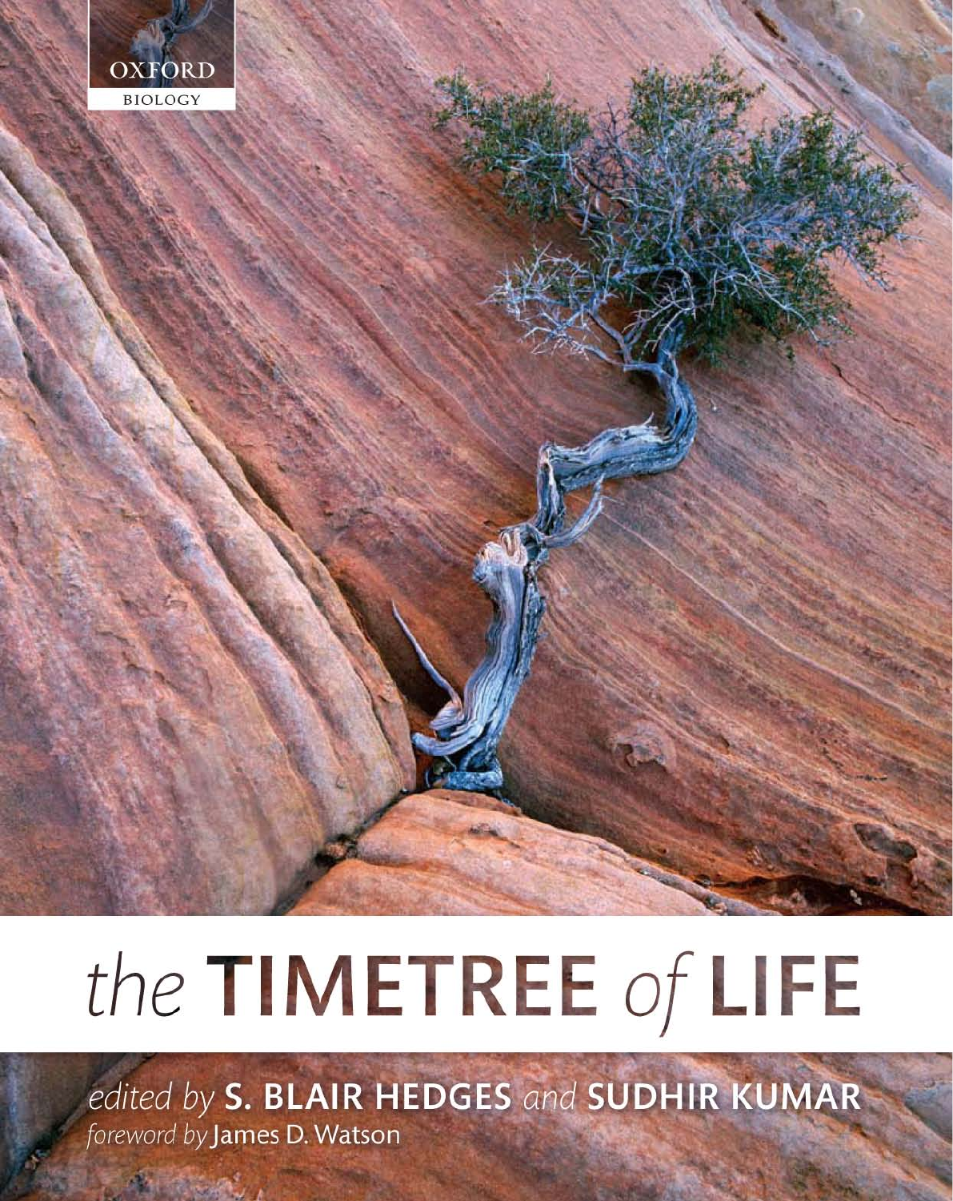OXFORD

BIOLOGY

# the TIMETREE of LIFE

*edited by* **S. BLAIR HEDGES** *and* **SUDHIR KUMAR**

*foreword by* James D. Watson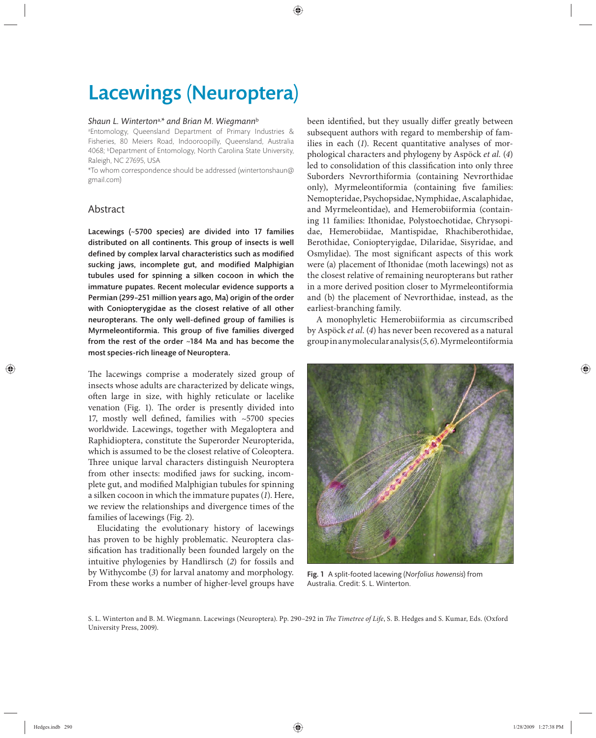# Lacewings (Neuroptera)

*Shaun L. Winterton*[a,*] *and Brian M. Wiegmann*[b]

[a]Entomology, Queensland Department of Primary Industries & Fisheries, 80 Meiers Road, Indooroopilly, Queensland, Australia 4068; [b]Department of Entomology, North Carolina State University, Raleigh, NC 27695, USA

*To whom correspondence should be addressed (wintertonshaun@gmail.com)

## Abstract

**Lacewings (~5700 species) are divided into 17 families distributed on all continents. This group of insects is well defined by complex larval characteristics such as modified sucking jaws, incomplete gut, and modified Malphigian tubules used for spinning a silken cocoon in which the immature pupates. Recent molecular evidence supports a Permian (299–251 million years ago, Ma) origin of the order with Coniopterygidae as the closest relative of all other neuropterans. The only well-defined group of families is Myrmeleontiformia. This group of five families diverged from the rest of the order ~184 Ma and has become the most species-rich lineage of Neuroptera.**

The lacewings comprise a moderately sized group of insects whose adults are characterized by delicate wings, often large in size, with highly reticulate or lacelike venation (Fig. 1). The order is presently divided into 17, mostly well defined, families with ~5700 species worldwide. Lacewings, together with Megaloptera and Raphidioptera, constitute the Superorder Neuropterida, which is assumed to be the closest relative of Coleoptera. Three unique larval characters distinguish Neuroptera from other insects: modified jaws for sucking, incomplete gut, and modified Malphigian tubules for spinning a silken cocoon in which the immature pupates (*1*). Here, we review the relationships and divergence times of the families of lacewings (Fig. 2).

Elucidating the evolutionary history of lacewings has proven to be highly problematic. Neuroptera classification has traditionally been founded largely on the intuitive phylogenies by Handlirsch (*2*) for fossils and by Withycombe (*3*) for larval anatomy and morphology. From these works a number of higher-level groups have been identified, but they usually differ greatly between subsequent authors with regard to membership of families in each (*1*). Recent quantitative analyses of morphological characters and phylogeny by Aspöck *et al.* (*4*) led to consolidation of this classification into only three Suborders Nevrorthiformia (containing Nevrorthidae only), Myrmeleontiformia (containing five families: Nemopteridae, Psychopsidae, Nymphidae, Ascalaphidae, and Myrmeleontidae), and Hemerobiiformia (containing 11 families: Ithonidae, Polystoechotidae, Chrysopidae, Hemerobiidae, Mantispidae, Rhachiberothidae, Berothidae, Coniopterygidae, Dilaridae, Sisyridae, and Osmylidae). The most significant aspects of this work were (a) placement of Ithonidae (moth lacewings) not as the closest relative of remaining neuropterans but rather in a more derived position closer to Myrmeleontiformia and (b) the placement of Nevrorthidae, instead, as the earliest-branching family.

A monophyletic Hemerobiiformia as circumscribed by Aspöck *et al.* (*4*) has never been recovered as a natural group in any molecular analysis (*5, 6*). Myrmeleontiformia

Fig. 1 A split-footed lacewing (*Norfolius howensis*) from Australia. Credit: S. L. Winterton.

S. L. Winterton and B. M. Wiegmann. Lacewings (Neuroptera). Pp. 290–292 in *The Timetree of Life*, S. B. Hedges and S. Kumar, Eds. (Oxford University Press, 2009).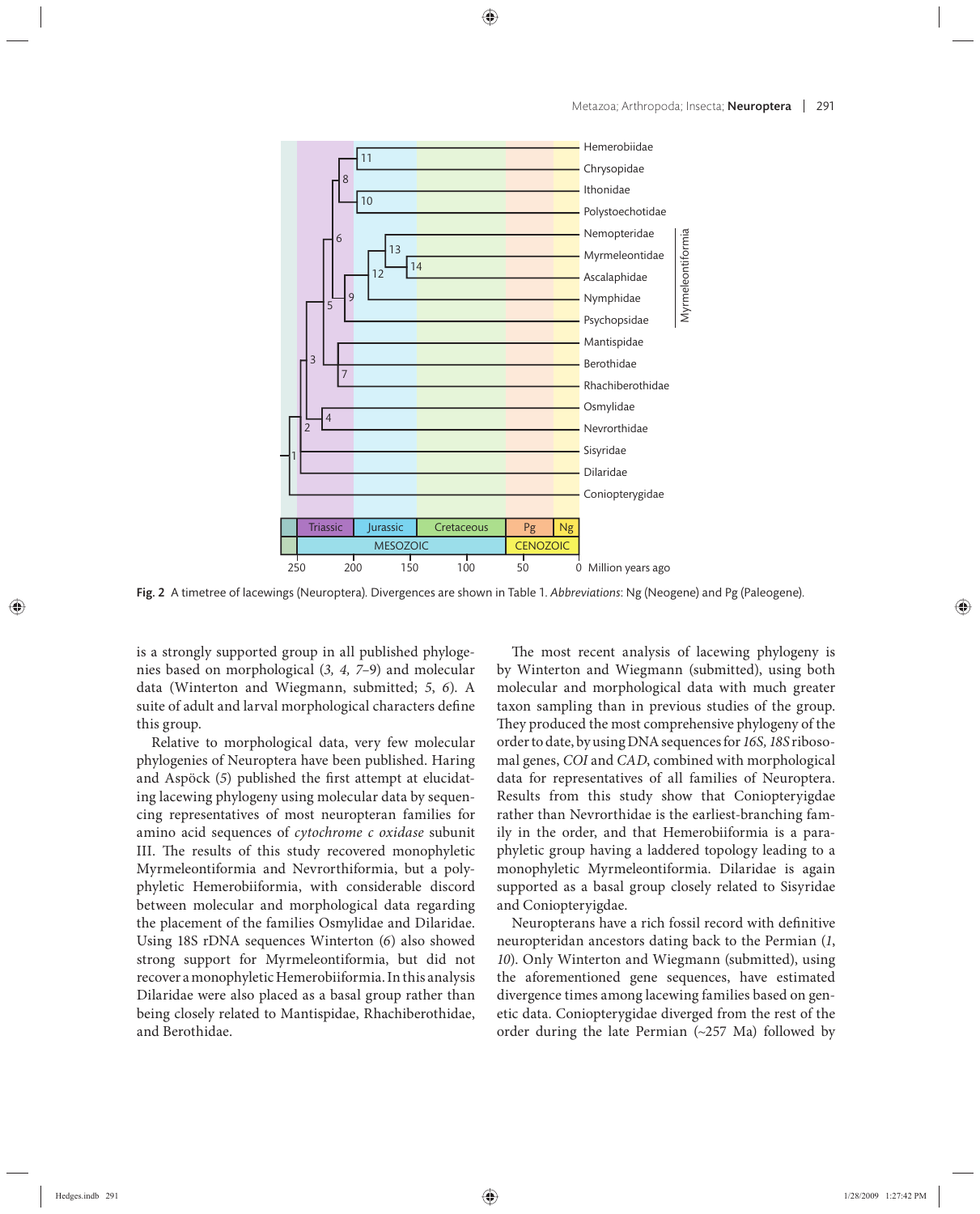Fig. 2 A timetree of lacewings (Neuroptera). Divergences are shown in Table 1. *Abbreviations*: Ng (Neogene) and Pg (Paleogene).

is a strongly supported group in all published phylogenies based on morphological (*3, 4, 7–9*) and molecular data (Winterton and Wiegmann, submitted; *5*, *6*). A suite of adult and larval morphological characters define this group.

Relative to morphological data, very few molecular phylogenies of Neuroptera have been published. Haring and Aspöck (*5*) published the first attempt at elucidating lacewing phylogeny using molecular data by sequencing representatives of most neuropteran families for amino acid sequences of *cytochrome c oxidase* subunit III. The results of this study recovered monophyletic Myrmeleontiformia and Nevrorthiformia, but a polyphyletic Hemerobiiformia, with considerable discord between molecular and morphological data regarding the placement of the families Osmylidae and Dilaridae. Using 18S rDNA sequences Winterton (*6*) also showed strong support for Myrmeleontiformia, but did not recover a monophyletic Hemerobiiformia. In this analysis Dilaridae were also placed as a basal group rather than being closely related to Mantispidae, Rhachiberothidae, and Berothidae.

The most recent analysis of lacewing phylogeny is by Winterton and Wiegmann (submitted), using both molecular and morphological data with much greater taxon sampling than in previous studies of the group. They produced the most comprehensive phylogeny of the order to date, by using DNA sequences for *16S, 18S* ribosomal genes, *COI* and *CAD*, combined with morphological data for representatives of all families of Neuroptera. Results from this study show that Coniopteryigdae rather than Nevrorthidae is the earliest-branching family in the order, and that Hemerobiiformia is a paraphyletic group having a laddered topology leading to a monophyletic Myrmeleontiformia. Dilaridae is again supported as a basal group closely related to Sisyridae and Coniopteryigdae.

Neuropterans have a rich fossil record with definitive neuropteridan ancestors dating back to the Permian (*1*, *10*). Only Winterton and Wiegmann (submitted), using the aforementioned gene sequences, have estimated divergence times among lacewing families based on genetic data. Coniopterygidae diverged from the rest of the order during the late Permian (~257 Ma) followed by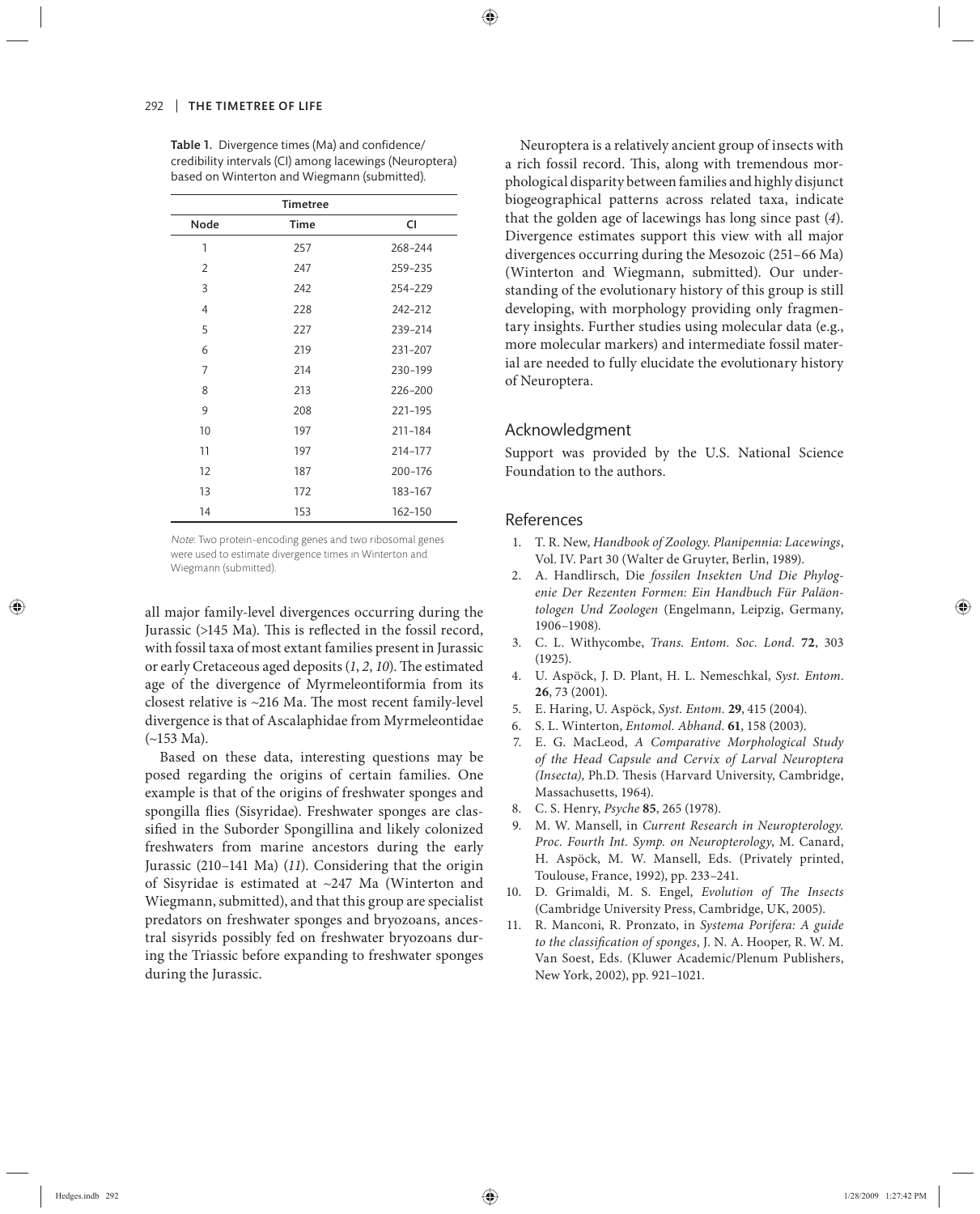Table 1. Divergence times (Ma) and confidence/credibility intervals (CI) among lacewings (Neuroptera) based on Winterton and Wiegmann (submitted).

| | Timetree | |
|---|---|---|
| Node | Time | CI |
| 1 | 257 | 268–244 |
| 2 | 247 | 259–235 |
| 3 | 242 | 254–229 |
| 4 | 228 | 242–212 |
| 5 | 227 | 239–214 |
| 6 | 219 | 231–207 |
| 7 | 214 | 230–199 |
| 8 | 213 | 226–200 |
| 9 | 208 | 221–195 |
| 10 | 197 | 211–184 |
| 11 | 197 | 214–177 |
| 12 | 187 | 200–176 |
| 13 | 172 | 183–167 |
| 14 | 153 | 162–150 |

*Note*: Two protein-encoding genes and two ribosomal genes were used to estimate divergence times in Winterton and Wiegmann (submitted).

all major family-level divergences occurring during the Jurassic (>145 Ma). This is reflected in the fossil record, with fossil taxa of most extant families present in Jurassic or early Cretaceous aged deposits (*1*, *2*, *10*). The estimated age of the divergence of Myrmeleontiformia from its closest relative is ~216 Ma. The most recent family-level divergence is that of Ascalaphidae from Myrmeleontidae (~153 Ma).

Based on these data, interesting questions may be posed regarding the origins of certain families. One example is that of the origins of freshwater sponges and spongilla flies (Sisyridae). Freshwater sponges are classified in the Suborder Spongillina and likely colonized freshwaters from marine ancestors during the early Jurassic (210–141 Ma) (*11*). Considering that the origin of Sisyridae is estimated at ~247 Ma (Winterton and Wiegmann, submitted), and that this group are specialist predators on freshwater sponges and bryozoans, ancestral sisyrids possibly fed on freshwater bryozoans during the Triassic before expanding to freshwater sponges during the Jurassic.

Neuroptera is a relatively ancient group of insects with a rich fossil record. This, along with tremendous morphological disparity between families and highly disjunct biogeographical patterns across related taxa, indicate that the golden age of lacewings has long since past (*4*). Divergence estimates support this view with all major divergences occurring during the Mesozoic (251–66 Ma) (Winterton and Wiegmann, submitted). Our understanding of the evolutionary history of this group is still developing, with morphology providing only fragmentary insights. Further studies using molecular data (e.g., more molecular markers) and intermediate fossil material are needed to fully elucidate the evolutionary history of Neuroptera.

## Acknowledgment

Support was provided by the U.S. National Science Foundation to the authors.

## References

1. T. R. New, *Handbook of Zoology. Planipennia: Lacewings*, Vol. IV. Part 30 (Walter de Gruyter, Berlin, 1989).
2. A. Handlirsch, Die *fossilen Insekten Und Die Phylogenie Der Rezenten Formen: Ein Handbuch Für Paläontologen Und Zoologen* (Engelmann, Leipzig, Germany, 1906–1908).
3. C. L. Withycombe, *Trans. Entom. Soc. Lond.* **72**, 303 (1925).
4. U. Aspöck, J. D. Plant, H. L. Nemeschkal, *Syst. Entom*. **26**, 73 (2001).
5. E. Haring, U. Aspöck, *Syst. Entom.* **29**, 415 (2004).
6. S. L. Winterton, *Entomol. Abhand.* **61**, 158 (2003).
7. E. G. MacLeod, *A Comparative Morphological Study of the Head Capsule and Cervix of Larval Neuroptera (Insecta)*, Ph.D. Thesis (Harvard University, Cambridge, Massachusetts, 1964).
8. C. S. Henry, *Psyche* **85**, 265 (1978).
9. M. W. Mansell, in *Current Research in Neuropterology. Proc. Fourth Int. Symp. on Neuropterology*, M. Canard, H. Aspöck, M. W. Mansell, Eds. (Privately printed, Toulouse, France, 1992), pp. 233–241.
10. D. Grimaldi, M. S. Engel, *Evolution of The Insects* (Cambridge University Press, Cambridge, UK, 2005).
11. R. Manconi, R. Pronzato, in *Systema Porifera: A guide to the classification of sponges*, J. N. A. Hooper, R. W. M. Van Soest, Eds. (Kluwer Academic/Plenum Publishers, New York, 2002), pp. 921–1021.